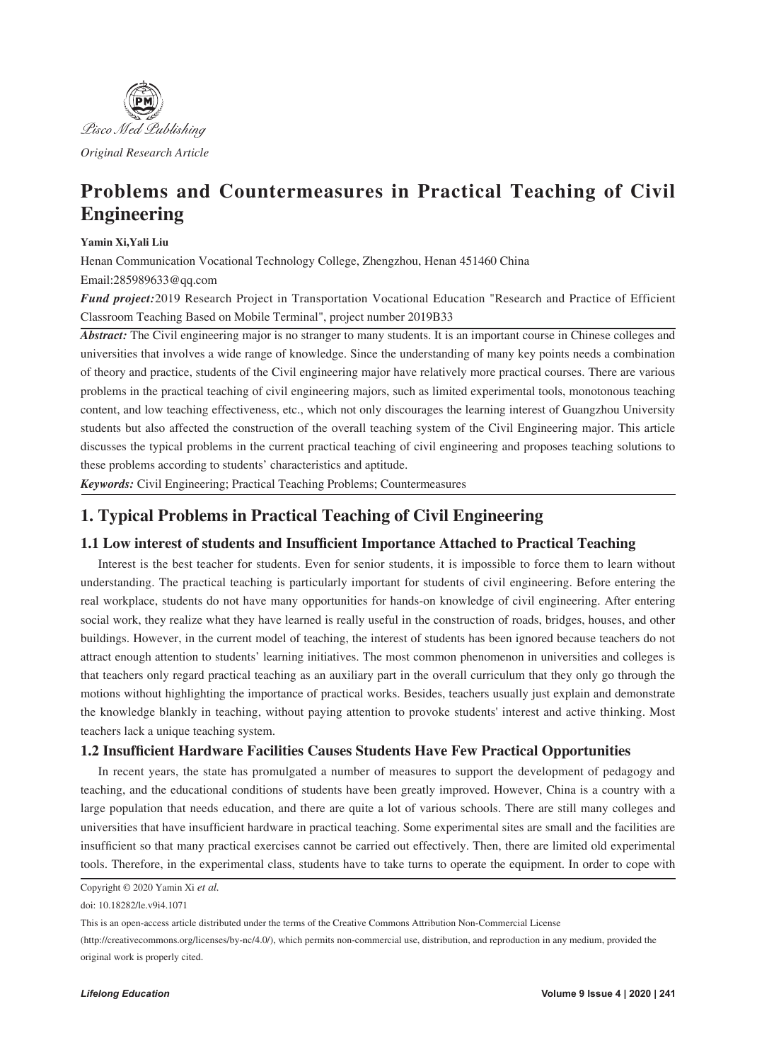*Original Research Article*

# Problems and Countermeasures in Practical Teaching of Civil Engineering

**Yamin Xi,Yali Liu**

Henan Communication Vocational Technology College, Zhengzhou, Henan 451460 China

Email:285989633@qq.com

***Fund project:*** 2019 Research Project in Transportation Vocational Education "Research and Practice of Efficient Classroom Teaching Based on Mobile Terminal", project number 2019B33

***Abstract:*** The Civil engineering major is no stranger to many students. It is an important course in Chinese colleges and universities that involves a wide range of knowledge. Since the understanding of many key points needs a combination of theory and practice, students of the Civil engineering major have relatively more practical courses. There are various problems in the practical teaching of civil engineering majors, such as limited experimental tools, monotonous teaching content, and low teaching effectiveness, etc., which not only discourages the learning interest of Guangzhou University students but also affected the construction of the overall teaching system of the Civil Engineering major. This article discusses the typical problems in the current practical teaching of civil engineering and proposes teaching solutions to these problems according to students' characteristics and aptitude.

***Keywords:*** Civil Engineering; Practical Teaching Problems; Countermeasures

## 1. Typical Problems in Practical Teaching of Civil Engineering

### 1.1 Low interest of students and Insufficient Importance Attached to Practical Teaching

Interest is the best teacher for students. Even for senior students, it is impossible to force them to learn without understanding. The practical teaching is particularly important for students of civil engineering. Before entering the real workplace, students do not have many opportunities for hands-on knowledge of civil engineering. After entering social work, they realize what they have learned is really useful in the construction of roads, bridges, houses, and other buildings. However, in the current model of teaching, the interest of students has been ignored because teachers do not attract enough attention to students' learning initiatives. The most common phenomenon in universities and colleges is that teachers only regard practical teaching as an auxiliary part in the overall curriculum that they only go through the motions without highlighting the importance of practical works. Besides, teachers usually just explain and demonstrate the knowledge blankly in teaching, without paying attention to provoke students' interest and active thinking. Most teachers lack a unique teaching system.

### 1.2 Insufficient Hardware Facilities Causes Students Have Few Practical Opportunities

In recent years, the state has promulgated a number of measures to support the development of pedagogy and teaching, and the educational conditions of students have been greatly improved. However, China is a country with a large population that needs education, and there are quite a lot of various schools. There are still many colleges and universities that have insufficient hardware in practical teaching. Some experimental sites are small and the facilities are insufficient so that many practical exercises cannot be carried out effectively. Then, there are limited old experimental tools. Therefore, in the experimental class, students have to take turns to operate the equipment. In order to cope with

Copyright © 2020 Yamin Xi *et al.*

doi: 10.18282/le.v9i4.1071

This is an open-access article distributed under the terms of the Creative Commons Attribution Non-Commercial License (http://creativecommons.org/licenses/by-nc/4.0/), which permits non-commercial use, distribution, and reproduction in any medium, provided the original work is properly cited.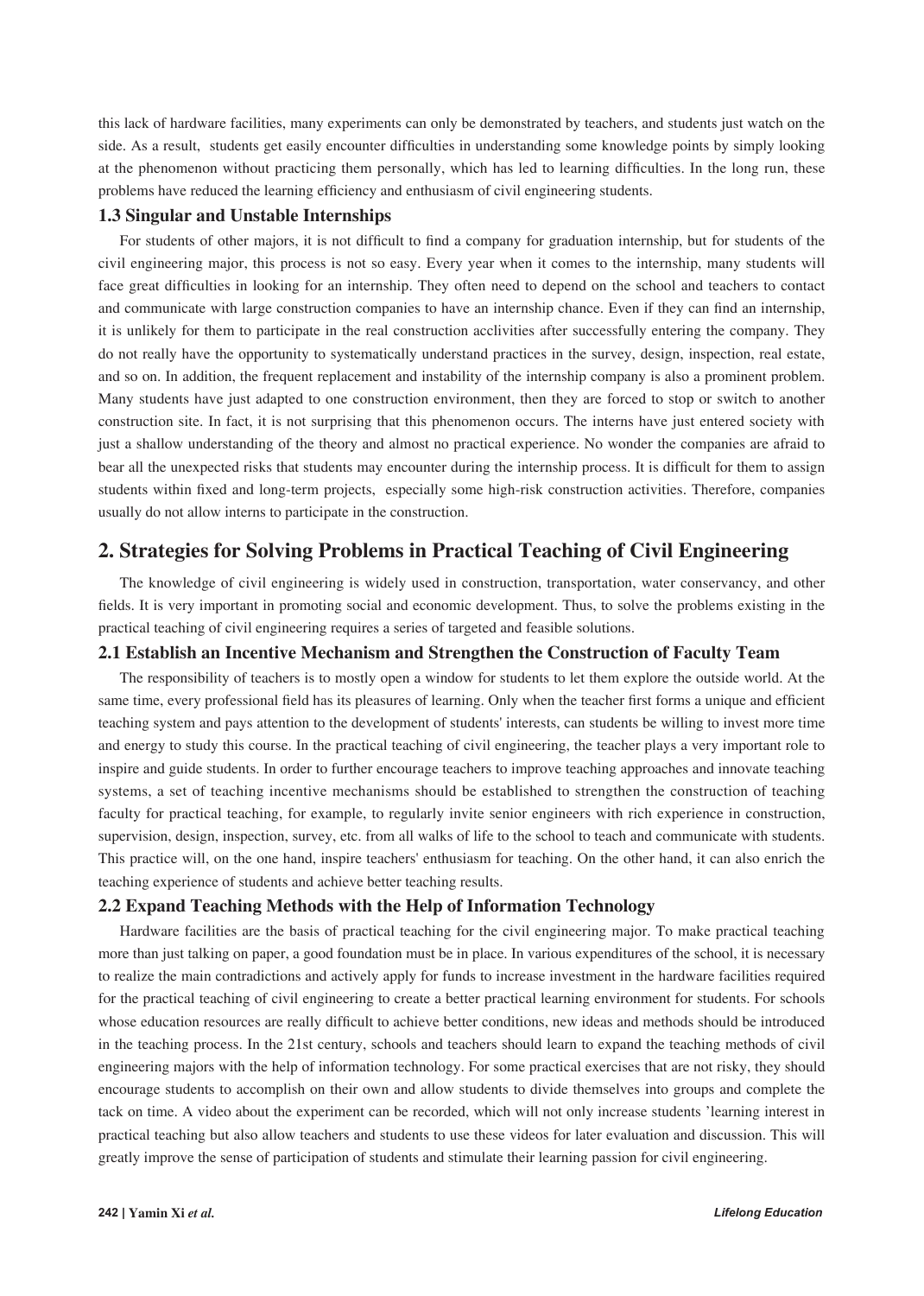this lack of hardware facilities, many experiments can only be demonstrated by teachers, and students just watch on the side. As a result, students get easily encounter difficulties in understanding some knowledge points by simply looking at the phenomenon without practicing them personally, which has led to learning difficulties. In the long run, these problems have reduced the learning efficiency and enthusiasm of civil engineering students.

### 1.3 Singular and Unstable Internships

For students of other majors, it is not difficult to find a company for graduation internship, but for students of the civil engineering major, this process is not so easy. Every year when it comes to the internship, many students will face great difficulties in looking for an internship. They often need to depend on the school and teachers to contact and communicate with large construction companies to have an internship chance. Even if they can find an internship, it is unlikely for them to participate in the real construction acclivities after successfully entering the company. They do not really have the opportunity to systematically understand practices in the survey, design, inspection, real estate, and so on. In addition, the frequent replacement and instability of the internship company is also a prominent problem. Many students have just adapted to one construction environment, then they are forced to stop or switch to another construction site. In fact, it is not surprising that this phenomenon occurs. The interns have just entered society with just a shallow understanding of the theory and almost no practical experience. No wonder the companies are afraid to bear all the unexpected risks that students may encounter during the internship process. It is difficult for them to assign students within fixed and long-term projects, especially some high-risk construction activities. Therefore, companies usually do not allow interns to participate in the construction.

## 2. Strategies for Solving Problems in Practical Teaching of Civil Engineering

The knowledge of civil engineering is widely used in construction, transportation, water conservancy, and other fields. It is very important in promoting social and economic development. Thus, to solve the problems existing in the practical teaching of civil engineering requires a series of targeted and feasible solutions.

### 2.1 Establish an Incentive Mechanism and Strengthen the Construction of Faculty Team

The responsibility of teachers is to mostly open a window for students to let them explore the outside world. At the same time, every professional field has its pleasures of learning. Only when the teacher first forms a unique and efficient teaching system and pays attention to the development of students' interests, can students be willing to invest more time and energy to study this course. In the practical teaching of civil engineering, the teacher plays a very important role to inspire and guide students. In order to further encourage teachers to improve teaching approaches and innovate teaching systems, a set of teaching incentive mechanisms should be established to strengthen the construction of teaching faculty for practical teaching, for example, to regularly invite senior engineers with rich experience in construction, supervision, design, inspection, survey, etc. from all walks of life to the school to teach and communicate with students. This practice will, on the one hand, inspire teachers' enthusiasm for teaching. On the other hand, it can also enrich the teaching experience of students and achieve better teaching results.

### 2.2 Expand Teaching Methods with the Help of Information Technology

Hardware facilities are the basis of practical teaching for the civil engineering major. To make practical teaching more than just talking on paper, a good foundation must be in place. In various expenditures of the school, it is necessary to realize the main contradictions and actively apply for funds to increase investment in the hardware facilities required for the practical teaching of civil engineering to create a better practical learning environment for students. For schools whose education resources are really difficult to achieve better conditions, new ideas and methods should be introduced in the teaching process. In the 21st century, schools and teachers should learn to expand the teaching methods of civil engineering majors with the help of information technology. For some practical exercises that are not risky, they should encourage students to accomplish on their own and allow students to divide themselves into groups and complete the tack on time. A video about the experiment can be recorded, which will not only increase students 'learning interest in practical teaching but also allow teachers and students to use these videos for later evaluation and discussion. This will greatly improve the sense of participation of students and stimulate their learning passion for civil engineering.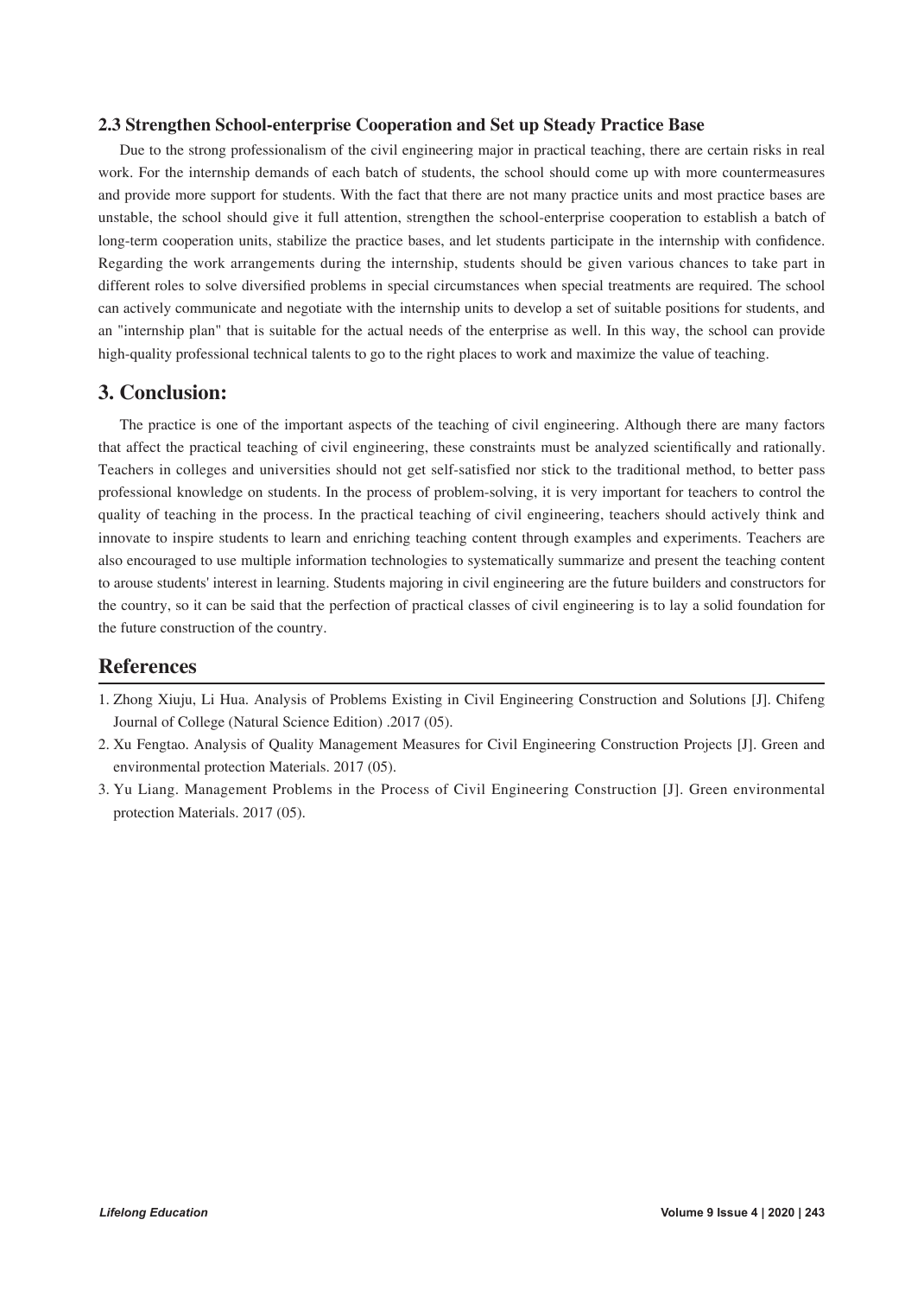### 2.3 Strengthen School-enterprise Cooperation and Set up Steady Practice Base

Due to the strong professionalism of the civil engineering major in practical teaching, there are certain risks in real work. For the internship demands of each batch of students, the school should come up with more countermeasures and provide more support for students. With the fact that there are not many practice units and most practice bases are unstable, the school should give it full attention, strengthen the school-enterprise cooperation to establish a batch of long-term cooperation units, stabilize the practice bases, and let students participate in the internship with confidence. Regarding the work arrangements during the internship, students should be given various chances to take part in different roles to solve diversified problems in special circumstances when special treatments are required. The school can actively communicate and negotiate with the internship units to develop a set of suitable positions for students, and an "internship plan" that is suitable for the actual needs of the enterprise as well. In this way, the school can provide high-quality professional technical talents to go to the right places to work and maximize the value of teaching.

## 3. Conclusion:

The practice is one of the important aspects of the teaching of civil engineering. Although there are many factors that affect the practical teaching of civil engineering, these constraints must be analyzed scientifically and rationally. Teachers in colleges and universities should not get self-satisfied nor stick to the traditional method, to better pass professional knowledge on students. In the process of problem-solving, it is very important for teachers to control the quality of teaching in the process. In the practical teaching of civil engineering, teachers should actively think and innovate to inspire students to learn and enriching teaching content through examples and experiments. Teachers are also encouraged to use multiple information technologies to systematically summarize and present the teaching content to arouse students' interest in learning. Students majoring in civil engineering are the future builders and constructors for the country, so it can be said that the perfection of practical classes of civil engineering is to lay a solid foundation for the future construction of the country.

## References

1. Zhong Xiuju, Li Hua. Analysis of Problems Existing in Civil Engineering Construction and Solutions [J]. Chifeng Journal of College (Natural Science Edition) .2017 (05).
2. Xu Fengtao. Analysis of Quality Management Measures for Civil Engineering Construction Projects [J]. Green and environmental protection Materials. 2017 (05).
3. Yu Liang. Management Problems in the Process of Civil Engineering Construction [J]. Green environmental protection Materials. 2017 (05).